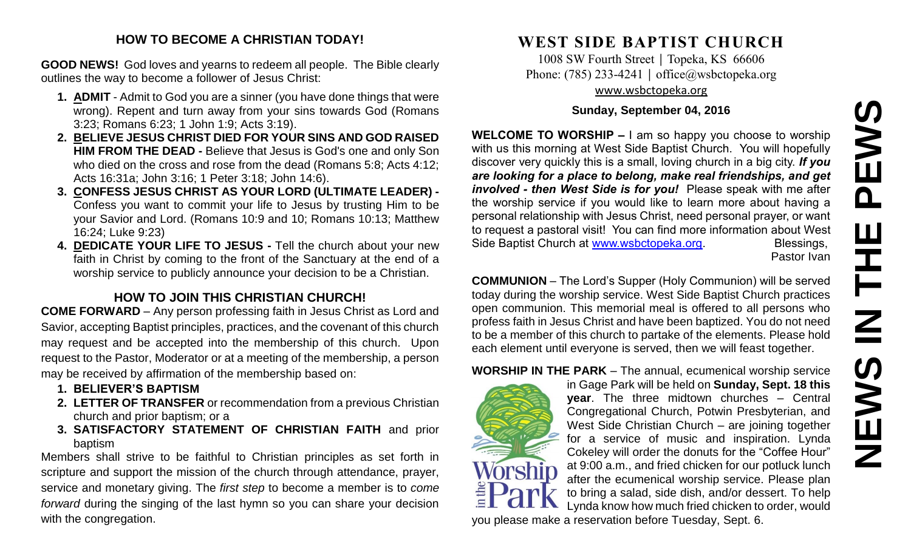## HOW TO BECOME A CHRISTIAN TODAY!

**GOOD NEWS!** God loves and yearns to redeem all people. The Bible clearly outlines the way to become a follower of Jesus Christ:

1. **ADMIT** - Admit to God you are a sinner (you have done things that were wrong). Repent and turn away from your sins towards God (Romans 3:23; Romans 6:23; 1 John 1:9; Acts 3:19).
2. **BELIEVE JESUS CHRIST DIED FOR YOUR SINS AND GOD RAISED HIM FROM THE DEAD -** Believe that Jesus is God's one and only Son who died on the cross and rose from the dead (Romans 5:8; Acts 4:12; Acts 16:31a; John 3:16; 1 Peter 3:18; John 14:6).
3. **CONFESS JESUS CHRIST AS YOUR LORD (ULTIMATE LEADER) -** Confess you want to commit your life to Jesus by trusting Him to be your Savior and Lord. (Romans 10:9 and 10; Romans 10:13; Matthew 16:24; Luke 9:23)
4. **DEDICATE YOUR LIFE TO JESUS -** Tell the church about your new faith in Christ by coming to the front of the Sanctuary at the end of a worship service to publicly announce your decision to be a Christian.

## HOW TO JOIN THIS CHRISTIAN CHURCH!

**COME FORWARD** – Any person professing faith in Jesus Christ as Lord and Savior, accepting Baptist principles, practices, and the covenant of this church may request and be accepted into the membership of this church. Upon request to the Pastor, Moderator or at a meeting of the membership, a person may be received by affirmation of the membership based on:

1. **BELIEVER'S BAPTISM**
2. **LETTER OF TRANSFER** or recommendation from a previous Christian church and prior baptism; or a
3. **SATISFACTORY STATEMENT OF CHRISTIAN FAITH** and prior baptism

Members shall strive to be faithful to Christian principles as set forth in scripture and support the mission of the church through attendance, prayer, service and monetary giving. The *first step* to become a member is to *come forward* during the singing of the last hymn so you can share your decision with the congregation.

# WEST SIDE BAPTIST CHURCH

1008 SW Fourth Street | Topeka, KS 66606
Phone: (785) 233-4241 | office@wsbctopeka.org
www.wsbctopeka.org

**Sunday, September 04, 2016**

# NEWS IN THE PEWS

**WELCOME TO WORSHIP –** I am so happy you choose to worship with us this morning at West Side Baptist Church. You will hopefully discover very quickly this is a small, loving church in a big city. ***If you are looking for a place to belong, make real friendships, and get involved - then West Side is for you!*** Please speak with me after the worship service if you would like to learn more about having a personal relationship with Jesus Christ, need personal prayer, or want to request a pastoral visit! You can find more information about West Side Baptist Church at www.wsbctopeka.org. Blessings, Pastor Ivan

**COMMUNION** – The Lord's Supper (Holy Communion) will be served today during the worship service. West Side Baptist Church practices open communion. This memorial meal is offered to all persons who profess faith in Jesus Christ and have been baptized. You do not need to be a member of this church to partake of the elements. Please hold each element until everyone is served, then we will feast together.

**WORSHIP IN THE PARK** – The annual, ecumenical worship service in Gage Park will be held on **Sunday, Sept. 18 this year**. The three midtown churches – Central Congregational Church, Potwin Presbyterian, and West Side Christian Church – are joining together for a service of music and inspiration. Lynda Cokeley will order the donuts for the "Coffee Hour" at 9:00 a.m., and fried chicken for our potluck lunch after the ecumenical worship service. Please plan to bring a salad, side dish, and/or dessert. To help Lynda know how much fried chicken to order, would you please make a reservation before Tuesday, Sept. 6.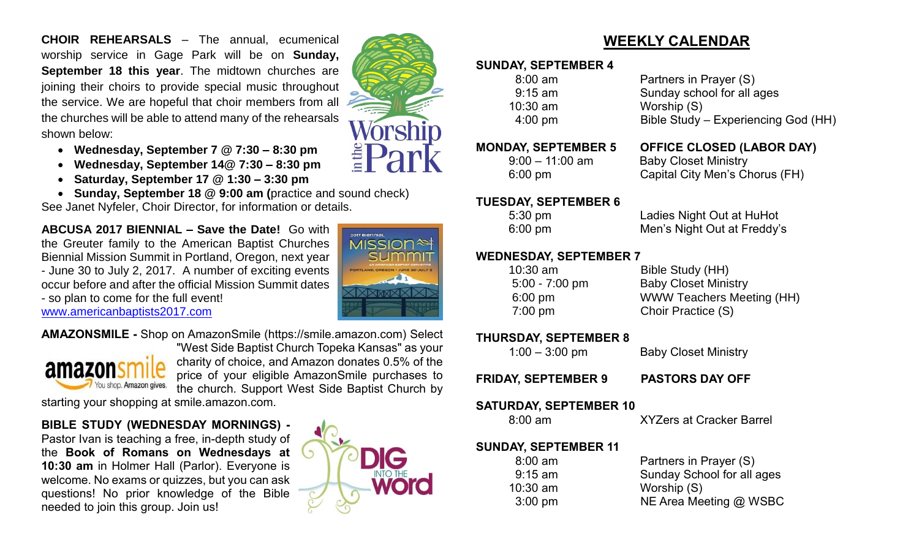**CHOIR REHEARSALS** – The annual, ecumenical worship service in Gage Park will be on **Sunday, September 18 this year**. The midtown churches are joining their choirs to provide special music throughout the service. We are hopeful that choir members from all the churches will be able to attend many of the rehearsals shown below:

- **Wednesday, September 7 @ 7:30 – 8:30 pm**
- **Wednesday, September 14@ 7:30 – 8:30 pm**
- **Saturday, September 17 @ 1:30 – 3:30 pm**
- **Sunday, September 18 @ 9:00 am (**practice and sound check)

See Janet Nyfeler, Choir Director, for information or details.

**ABCUSA 2017 BIENNIAL – Save the Date!** Go with the Greuter family to the American Baptist Churches Biennial Mission Summit in Portland, Oregon, next year - June 30 to July 2, 2017. A number of exciting events occur before and after the official Mission Summit dates - so plan to come for the full event!
www.americanbaptists2017.com

**AMAZONSMILE -** Shop on AmazonSmile (https://smile.amazon.com) Select "West Side Baptist Church Topeka Kansas" as your charity of choice, and Amazon donates 0.5% of the price of your eligible AmazonSmile purchases to the church. Support West Side Baptist Church by starting your shopping at smile.amazon.com.

**BIBLE STUDY (WEDNESDAY MORNINGS) -** Pastor Ivan is teaching a free, in-depth study of the **Book of Romans on Wednesdays at 10:30 am** in Holmer Hall (Parlor). Everyone is welcome. No exams or quizzes, but you can ask questions! No prior knowledge of the Bible needed to join this group. Join us!

## WEEKLY CALENDAR

**SUNDAY, SEPTEMBER 4**
- 8:00 am — Partners in Prayer (S)
- 9:15 am — Sunday school for all ages
- 10:30 am — Worship (S)
- 4:00 pm — Bible Study – Experiencing God (HH)

**MONDAY, SEPTEMBER 5** — **OFFICE CLOSED (LABOR DAY)**
- 9:00 – 11:00 am — Baby Closet Ministry
- 6:00 pm — Capital City Men's Chorus (FH)

**TUESDAY, SEPTEMBER 6**
- 5:30 pm — Ladies Night Out at HuHot
- 6:00 pm — Men's Night Out at Freddy's

**WEDNESDAY, SEPTEMBER 7**
- 10:30 am — Bible Study (HH)
- 5:00 - 7:00 pm — Baby Closet Ministry
- 6:00 pm — WWW Teachers Meeting (HH)
- 7:00 pm — Choir Practice (S)

**THURSDAY, SEPTEMBER 8**
- 1:00 – 3:00 pm — Baby Closet Ministry

**FRIDAY, SEPTEMBER 9** — **PASTORS DAY OFF**

**SATURDAY, SEPTEMBER 10**
- 8:00 am — XYZers at Cracker Barrel

**SUNDAY, SEPTEMBER 11**
- 8:00 am — Partners in Prayer (S)
- 9:15 am — Sunday School for all ages
- 10:30 am — Worship (S)
- 3:00 pm — NE Area Meeting @ WSBC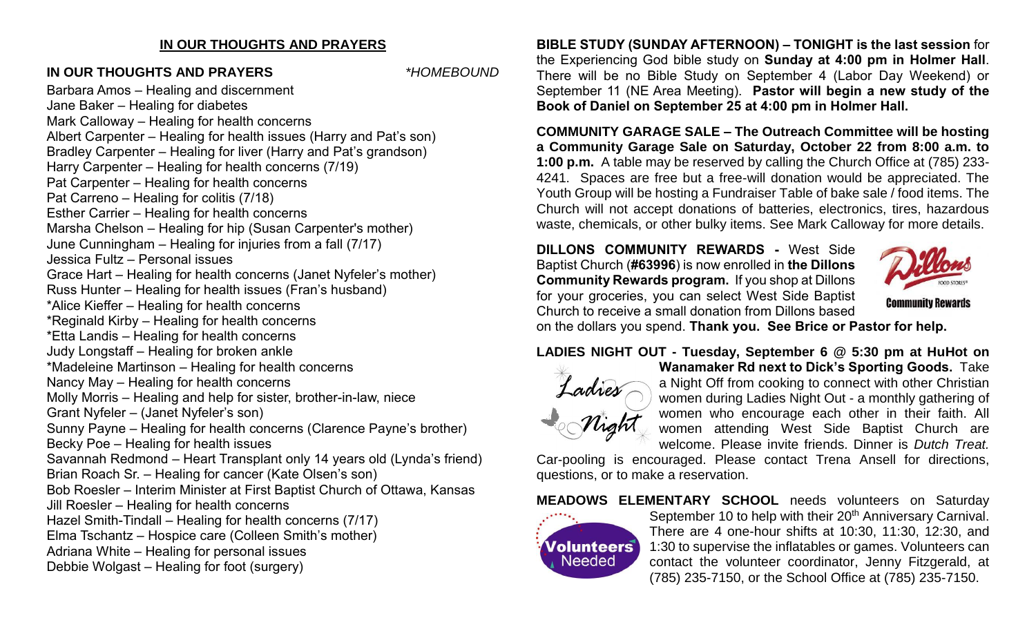## IN OUR THOUGHTS AND PRAYERS

**IN OUR THOUGHTS AND PRAYERS** *\*HOMEBOUND*

Barbara Amos – Healing and discernment
Jane Baker – Healing for diabetes
Mark Calloway – Healing for health concerns
Albert Carpenter – Healing for health issues (Harry and Pat's son)
Bradley Carpenter – Healing for liver (Harry and Pat's grandson)
Harry Carpenter – Healing for health concerns (7/19)
Pat Carpenter – Healing for health concerns
Pat Carreno – Healing for colitis (7/18)
Esther Carrier – Healing for health concerns
Marsha Chelson – Healing for hip (Susan Carpenter's mother)
June Cunningham – Healing for injuries from a fall (7/17)
Jessica Fultz – Personal issues
Grace Hart – Healing for health concerns (Janet Nyfeler's mother)
Russ Hunter – Healing for health issues (Fran's husband)
*Alice Kieffer – Healing for health concerns
*Reginald Kirby – Healing for health concerns
*Etta Landis – Healing for health concerns
Judy Longstaff – Healing for broken ankle
*Madeleine Martinson – Healing for health concerns
Nancy May – Healing for health concerns
Molly Morris – Healing and help for sister, brother-in-law, niece
Grant Nyfeler – (Janet Nyfeler's son)
Sunny Payne – Healing for health concerns (Clarence Payne's brother)
Becky Poe – Healing for health issues
Savannah Redmond – Heart Transplant only 14 years old (Lynda's friend)
Brian Roach Sr. – Healing for cancer (Kate Olsen's son)
Bob Roesler – Interim Minister at First Baptist Church of Ottawa, Kansas
Jill Roesler – Healing for health concerns
Hazel Smith-Tindall – Healing for health concerns (7/17)
Elma Tschantz – Hospice care (Colleen Smith's mother)
Adriana White – Healing for personal issues
Debbie Wolgast – Healing for foot (surgery)

**BIBLE STUDY (SUNDAY AFTERNOON) – TONIGHT is the last session** for the Experiencing God bible study on **Sunday at 4:00 pm in Holmer Hall**. There will be no Bible Study on September 4 (Labor Day Weekend) or September 11 (NE Area Meeting). **Pastor will begin a new study of the Book of Daniel on September 25 at 4:00 pm in Holmer Hall.**

**COMMUNITY GARAGE SALE – The Outreach Committee will be hosting a Community Garage Sale on Saturday, October 22 from 8:00 a.m. to 1:00 p.m.** A table may be reserved by calling the Church Office at (785) 233-4241. Spaces are free but a free-will donation would be appreciated. The Youth Group will be hosting a Fundraiser Table of bake sale / food items. The Church will not accept donations of batteries, electronics, tires, hazardous waste, chemicals, or other bulky items. See Mark Calloway for more details.

**DILLONS COMMUNITY REWARDS -** West Side Baptist Church (**#63996**) is now enrolled in **the Dillons Community Rewards program.** If you shop at Dillons for your groceries, you can select West Side Baptist Church to receive a small donation from Dillons based on the dollars you spend. **Thank you. See Brice or Pastor for help.**

**LADIES NIGHT OUT - Tuesday, September 6 @ 5:30 pm at HuHot on Wanamaker Rd next to Dick's Sporting Goods.** Take a Night Off from cooking to connect with other Christian women during Ladies Night Out - a monthly gathering of women who encourage each other in their faith. All women attending West Side Baptist Church are welcome. Please invite friends. Dinner is *Dutch Treat.* Car-pooling is encouraged. Please contact Trena Ansell for directions, questions, or to make a reservation.

**MEADOWS ELEMENTARY SCHOOL** needs volunteers on Saturday September 10 to help with their 20th Anniversary Carnival. There are 4 one-hour shifts at 10:30, 11:30, 12:30, and 1:30 to supervise the inflatables or games. Volunteers can contact the volunteer coordinator, Jenny Fitzgerald, at (785) 235-7150, or the School Office at (785) 235-7150.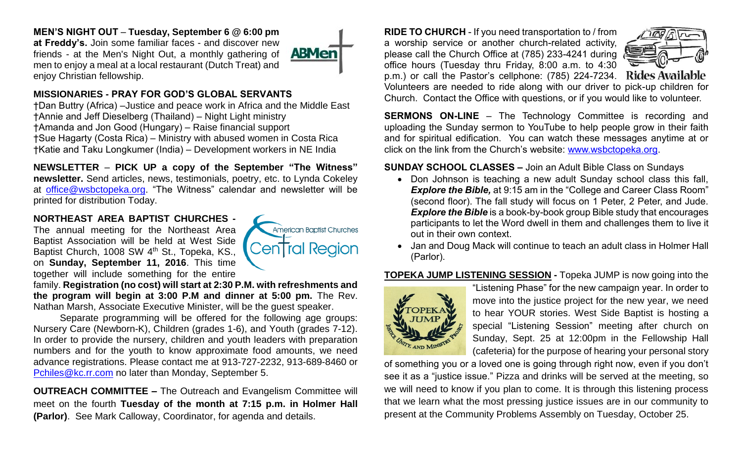**MEN'S NIGHT OUT** – **Tuesday, September 6 @ 6:00 pm at Freddy's.** Join some familiar faces - and discover new friends - at the Men's Night Out, a monthly gathering of men to enjoy a meal at a local restaurant (Dutch Treat) and enjoy Christian fellowship.

**MISSIONARIES - PRAY FOR GOD'S GLOBAL SERVANTS**

†Dan Buttry (Africa) –Justice and peace work in Africa and the Middle East
†Annie and Jeff Dieselberg (Thailand) – Night Light ministry
†Amanda and Jon Good (Hungary) – Raise financial support
†Sue Hagarty (Costa Rica) – Ministry with abused women in Costa Rica
†Katie and Taku Longkumer (India) – Development workers in NE India

**NEWSLETTER** – **PICK UP a copy of the September "The Witness" newsletter.** Send articles, news, testimonials, poetry, etc. to Lynda Cokeley at office@wsbctopeka.org. "The Witness" calendar and newsletter will be printed for distribution Today.

**NORTHEAST AREA BAPTIST CHURCHES -** The annual meeting for the Northeast Area Baptist Association will be held at West Side Baptist Church, 1008 SW 4th St., Topeka, KS., on **Sunday, September 11, 2016**. This time together will include something for the entire family. **Registration (no cost) will start at 2:30 P.M. with refreshments and the program will begin at 3:00 P.M and dinner at 5:00 pm.** The Rev. Nathan Marsh, Associate Executive Minister, will be the guest speaker.

Separate programming will be offered for the following age groups: Nursery Care (Newborn-K), Children (grades 1-6), and Youth (grades 7-12). In order to provide the nursery, children and youth leaders with preparation numbers and for the youth to know approximate food amounts, we need advance registrations. Please contact me at 913-727-2232, 913-689-8460 or Pchiles@kc.rr.com no later than Monday, September 5.

**OUTREACH COMMITTEE –** The Outreach and Evangelism Committee will meet on the fourth **Tuesday of the month at 7:15 p.m. in Holmer Hall (Parlor)**. See Mark Calloway, Coordinator, for agenda and details.

**RIDE TO CHURCH** - If you need transportation to / from a worship service or another church-related activity, please call the Church Office at (785) 233-4241 during office hours (Tuesday thru Friday, 8:00 a.m. to 4:30 p.m.) or call the Pastor's cellphone: (785) 224-7234. Volunteers are needed to ride along with our driver to pick-up children for Church. Contact the Office with questions, or if you would like to volunteer.

**SERMONS ON-LINE** – The Technology Committee is recording and uploading the Sunday sermon to YouTube to help people grow in their faith and for spiritual edification. You can watch these messages anytime at or click on the link from the Church's website: www.wsbctopeka.org.

**SUNDAY SCHOOL CLASSES –** Join an Adult Bible Class on Sundays

- Don Johnson is teaching a new adult Sunday school class this fall, ***Explore the Bible,*** at 9:15 am in the "College and Career Class Room" (second floor). The fall study will focus on 1 Peter, 2 Peter, and Jude. ***Explore the Bible*** is a book-by-book group Bible study that encourages participants to let the Word dwell in them and challenges them to live it out in their own context.
- Jan and Doug Mack will continue to teach an adult class in Holmer Hall (Parlor).

**TOPEKA JUMP LISTENING SESSION -** Topeka JUMP is now going into the "Listening Phase" for the new campaign year. In order to move into the justice project for the new year, we need to hear YOUR stories. West Side Baptist is hosting a special "Listening Session" meeting after church on Sunday, Sept. 25 at 12:00pm in the Fellowship Hall (cafeteria) for the purpose of hearing your personal story of something you or a loved one is going through right now, even if you don't see it as a "justice issue." Pizza and drinks will be served at the meeting, so we will need to know if you plan to come. It is through this listening process that we learn what the most pressing justice issues are in our community to present at the Community Problems Assembly on Tuesday, October 25.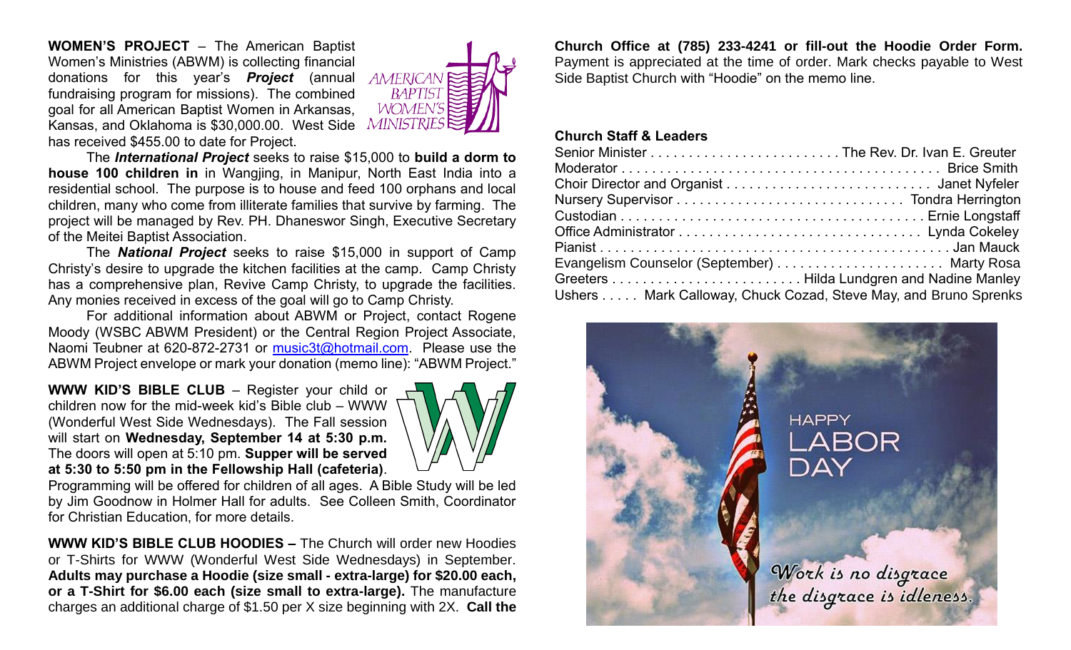**WOMEN'S PROJECT** – The American Baptist Women's Ministries (ABWM) is collecting financial donations for this year's ***Project*** (annual fundraising program for missions). The combined goal for all American Baptist Women in Arkansas, Kansas, and Oklahoma is $30,000.00. West Side has received $455.00 to date for Project.

The ***International Project*** seeks to raise $15,000 to **build a dorm to house 100 children in** in Wangjing, in Manipur, North East India into a residential school. The purpose is to house and feed 100 orphans and local children, many who come from illiterate families that survive by farming. The project will be managed by Rev. PH. Dhaneswor Singh, Executive Secretary of the Meitei Baptist Association.

The ***National Project*** seeks to raise $15,000 in support of Camp Christy's desire to upgrade the kitchen facilities at the camp. Camp Christy has a comprehensive plan, Revive Camp Christy, to upgrade the facilities. Any monies received in excess of the goal will go to Camp Christy.

For additional information about ABWM or Project, contact Rogene Moody (WSBC ABWM President) or the Central Region Project Associate, Naomi Teubner at 620-872-2731 or music3t@hotmail.com. Please use the ABWM Project envelope or mark your donation (memo line): "ABWM Project."

**WWW KID'S BIBLE CLUB** – Register your child or children now for the mid-week kid's Bible club – WWW (Wonderful West Side Wednesdays). The Fall session will start on **Wednesday, September 14 at 5:30 p.m.** The doors will open at 5:10 pm. **Supper will be served at 5:30 to 5:50 pm in the Fellowship Hall (cafeteria)**. Programming will be offered for children of all ages. A Bible Study will be led by Jim Goodnow in Holmer Hall for adults. See Colleen Smith, Coordinator for Christian Education, for more details.

**WWW KID'S BIBLE CLUB HOODIES –** The Church will order new Hoodies or T-Shirts for WWW (Wonderful West Side Wednesdays) in September. **Adults may purchase a Hoodie (size small - extra-large) for $20.00 each, or a T-Shirt for $6.00 each (size small to extra-large).** The manufacture charges an additional charge of $1.50 per X size beginning with 2X. **Call the Church Office at (785) 233-4241 or fill-out the Hoodie Order Form.** Payment is appreciated at the time of order. Mark checks payable to West Side Baptist Church with "Hoodie" on the memo line.

**Church Staff & Leaders**

Senior Minister . . . . . . . . . . The Rev. Dr. Ivan E. Greuter
Moderator . . . . . . . . . . Brice Smith
Choir Director and Organist . . . . . . . . . . Janet Nyfeler
Nursery Supervisor . . . . . . . . . . Tondra Herrington
Custodian . . . . . . . . . . Ernie Longstaff
Office Administrator . . . . . . . . . . Lynda Cokeley
Pianist . . . . . . . . . . Jan Mauck
Evangelism Counselor (September) . . . . . . . . . . Marty Rosa
Greeters . . . . . . . . . . Hilda Lundgren and Nadine Manley
Ushers . . . . . Mark Calloway, Chuck Cozad, Steve May, and Bruno Sprenks

HAPPY LABOR DAY

Work is no disgrace the disgrace is idleness.